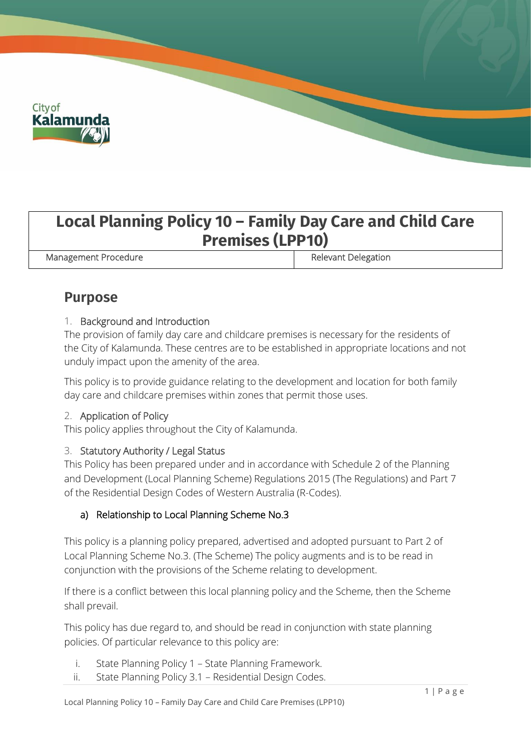# Local Planning Policy 10 – Family Day Care and Child Care Premises (LPP10)

| Management Procedure | Relevant Delegation |
| --- | --- |

## Purpose

### 1. Background and Introduction

The provision of family day care and childcare premises is necessary for the residents of the City of Kalamunda. These centres are to be established in appropriate locations and not unduly impact upon the amenity of the area.

This policy is to provide guidance relating to the development and location for both family day care and childcare premises within zones that permit those uses.

### 2. Application of Policy

This policy applies throughout the City of Kalamunda.

### 3. Statutory Authority / Legal Status

This Policy has been prepared under and in accordance with Schedule 2 of the Planning and Development (Local Planning Scheme) Regulations 2015 (The Regulations) and Part 7 of the Residential Design Codes of Western Australia (R-Codes).

#### a) Relationship to Local Planning Scheme No.3

This policy is a planning policy prepared, advertised and adopted pursuant to Part 2 of Local Planning Scheme No.3. (The Scheme) The policy augments and is to be read in conjunction with the provisions of the Scheme relating to development.

If there is a conflict between this local planning policy and the Scheme, then the Scheme shall prevail.

This policy has due regard to, and should be read in conjunction with state planning policies. Of particular relevance to this policy are:

i. State Planning Policy 1 – State Planning Framework.
ii. State Planning Policy 3.1 – Residential Design Codes.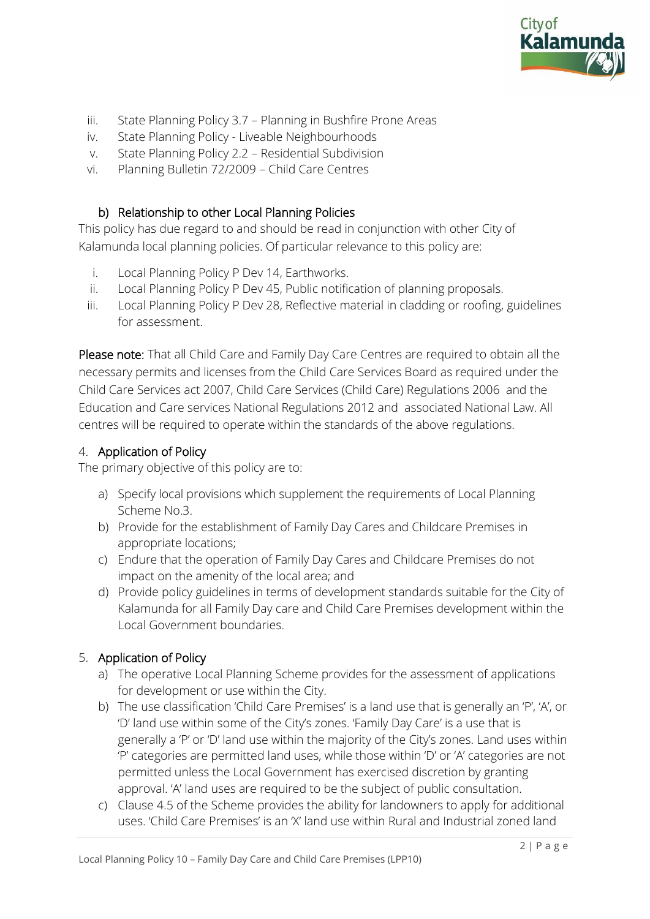iii. State Planning Policy 3.7 – Planning in Bushfire Prone Areas
iv. State Planning Policy - Liveable Neighbourhoods
v. State Planning Policy 2.2 – Residential Subdivision
vi. Planning Bulletin 72/2009 – Child Care Centres

### b) Relationship to other Local Planning Policies

This policy has due regard to and should be read in conjunction with other City of Kalamunda local planning policies. Of particular relevance to this policy are:

i. Local Planning Policy P Dev 14, Earthworks.
ii. Local Planning Policy P Dev 45, Public notification of planning proposals.
iii. Local Planning Policy P Dev 28, Reflective material in cladding or roofing, guidelines for assessment.

**Please note:** That all Child Care and Family Day Care Centres are required to obtain all the necessary permits and licenses from the Child Care Services Board as required under the Child Care Services act 2007, Child Care Services (Child Care) Regulations 2006 and the Education and Care services National Regulations 2012 and associated National Law. All centres will be required to operate within the standards of the above regulations.

## 4. Application of Policy

The primary objective of this policy are to:

a) Specify local provisions which supplement the requirements of Local Planning Scheme No.3.
b) Provide for the establishment of Family Day Cares and Childcare Premises in appropriate locations;
c) Endure that the operation of Family Day Cares and Childcare Premises do not impact on the amenity of the local area; and
d) Provide policy guidelines in terms of development standards suitable for the City of Kalamunda for all Family Day care and Child Care Premises development within the Local Government boundaries.

## 5. Application of Policy

a) The operative Local Planning Scheme provides for the assessment of applications for development or use within the City.
b) The use classification 'Child Care Premises' is a land use that is generally an 'P', 'A', or 'D' land use within some of the City's zones. 'Family Day Care' is a use that is generally a 'P' or 'D' land use within the majority of the City's zones. Land uses within 'P' categories are permitted land uses, while those within 'D' or 'A' categories are not permitted unless the Local Government has exercised discretion by granting approval. 'A' land uses are required to be the subject of public consultation.
c) Clause 4.5 of the Scheme provides the ability for landowners to apply for additional uses. 'Child Care Premises' is an 'X' land use within Rural and Industrial zoned land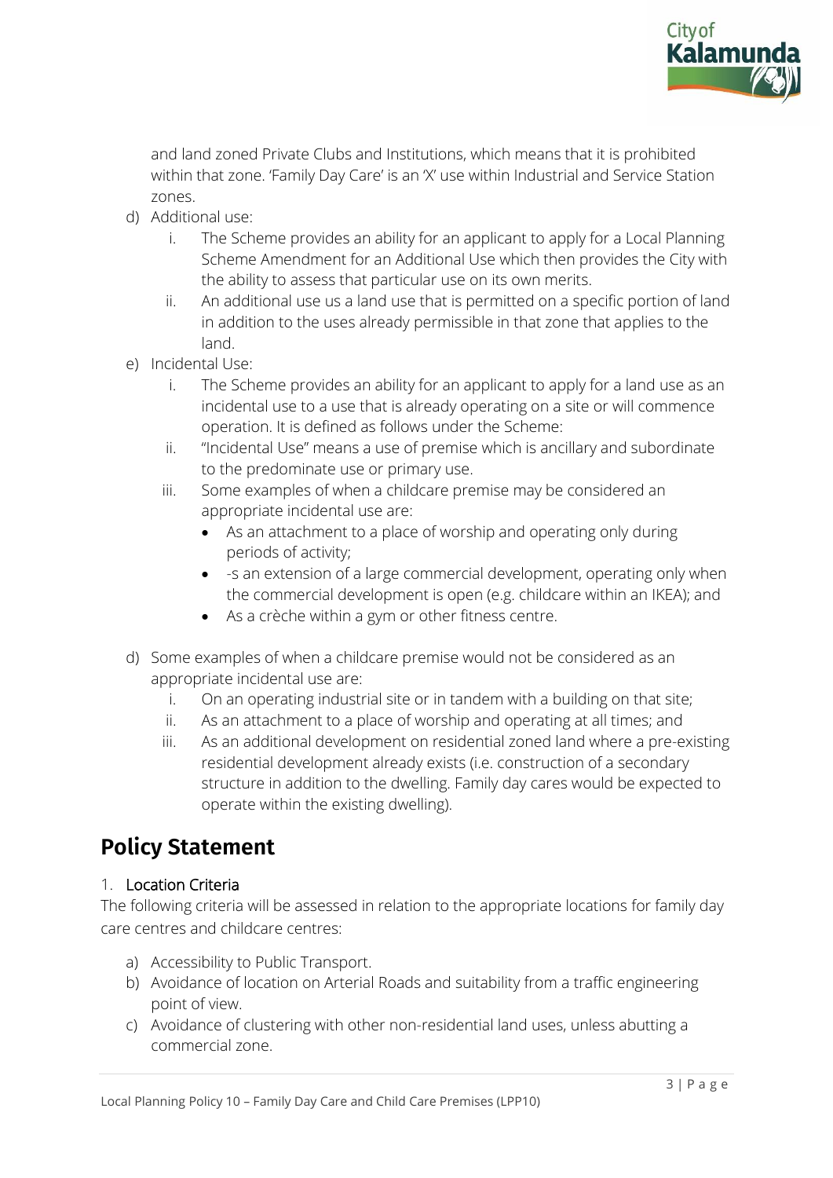and land zoned Private Clubs and Institutions, which means that it is prohibited within that zone. 'Family Day Care' is an 'X' use within Industrial and Service Station zones.

d) Additional use:
   i. The Scheme provides an ability for an applicant to apply for a Local Planning Scheme Amendment for an Additional Use which then provides the City with the ability to assess that particular use on its own merits.
   ii. An additional use us a land use that is permitted on a specific portion of land in addition to the uses already permissible in that zone that applies to the land.

e) Incidental Use:
   i. The Scheme provides an ability for an applicant to apply for a land use as an incidental use to a use that is already operating on a site or will commence operation. It is defined as follows under the Scheme:
   ii. "Incidental Use" means a use of premise which is ancillary and subordinate to the predominate use or primary use.
   iii. Some examples of when a childcare premise may be considered an appropriate incidental use are:
      - As an attachment to a place of worship and operating only during periods of activity;
      - -s an extension of a large commercial development, operating only when the commercial development is open (e.g. childcare within an IKEA); and
      - As a crèche within a gym or other fitness centre.

d) Some examples of when a childcare premise would not be considered as an appropriate incidental use are:
   i. On an operating industrial site or in tandem with a building on that site;
   ii. As an attachment to a place of worship and operating at all times; and
   iii. As an additional development on residential zoned land where a pre-existing residential development already exists (i.e. construction of a secondary structure in addition to the dwelling. Family day cares would be expected to operate within the existing dwelling).

# Policy Statement

## 1. Location Criteria

The following criteria will be assessed in relation to the appropriate locations for family day care centres and childcare centres:

a) Accessibility to Public Transport.
b) Avoidance of location on Arterial Roads and suitability from a traffic engineering point of view.
c) Avoidance of clustering with other non-residential land uses, unless abutting a commercial zone.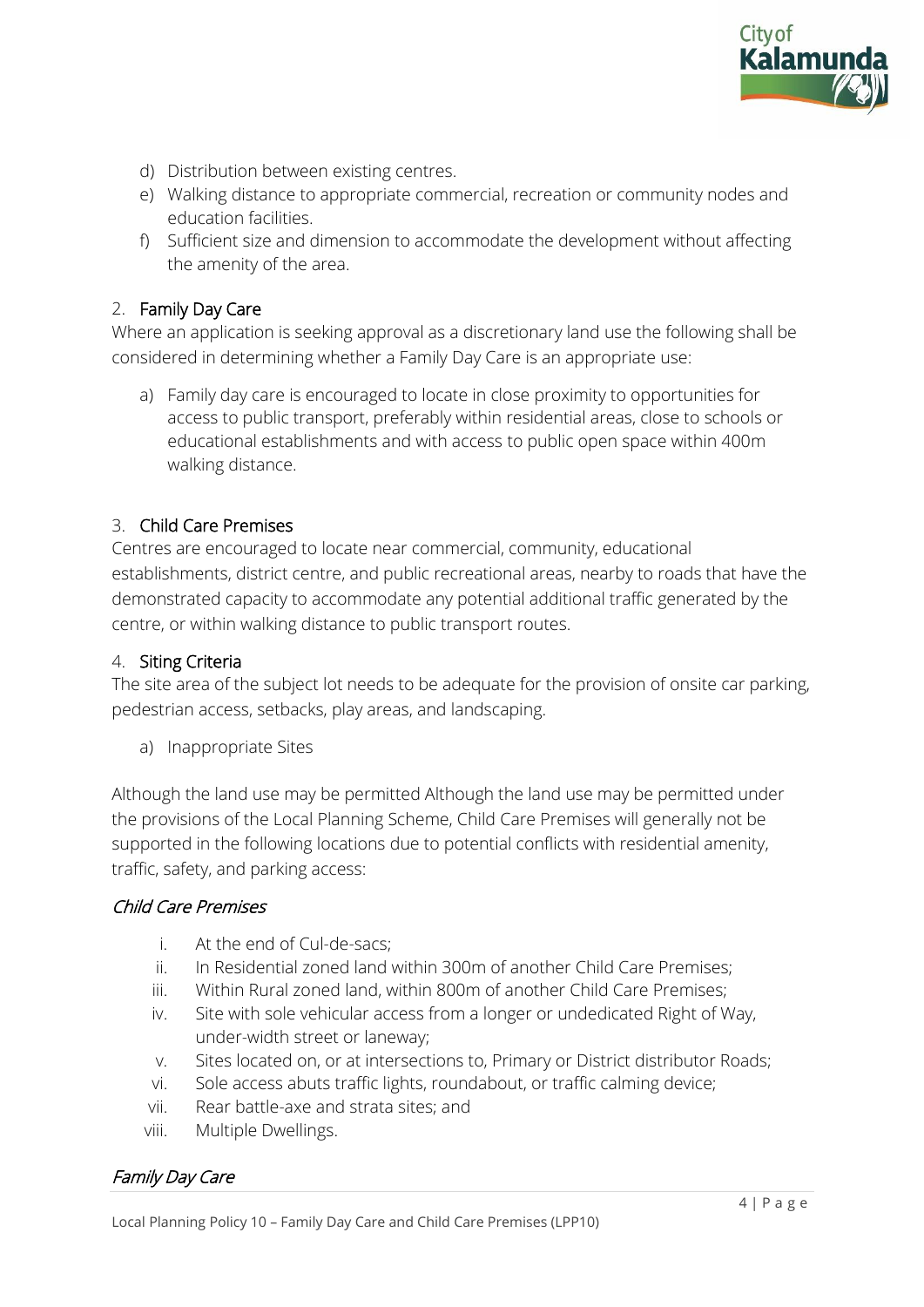d) Distribution between existing centres.
e) Walking distance to appropriate commercial, recreation or community nodes and education facilities.
f) Sufficient size and dimension to accommodate the development without affecting the amenity of the area.

## 2. Family Day Care

Where an application is seeking approval as a discretionary land use the following shall be considered in determining whether a Family Day Care is an appropriate use:

a) Family day care is encouraged to locate in close proximity to opportunities for access to public transport, preferably within residential areas, close to schools or educational establishments and with access to public open space within 400m walking distance.

## 3. Child Care Premises

Centres are encouraged to locate near commercial, community, educational establishments, district centre, and public recreational areas, nearby to roads that have the demonstrated capacity to accommodate any potential additional traffic generated by the centre, or within walking distance to public transport routes.

## 4. Siting Criteria

The site area of the subject lot needs to be adequate for the provision of onsite car parking, pedestrian access, setbacks, play areas, and landscaping.

a) Inappropriate Sites

Although the land use may be permitted Although the land use may be permitted under the provisions of the Local Planning Scheme, Child Care Premises will generally not be supported in the following locations due to potential conflicts with residential amenity, traffic, safety, and parking access:

### *Child Care Premises*

i. At the end of Cul-de-sacs;
ii. In Residential zoned land within 300m of another Child Care Premises;
iii. Within Rural zoned land, within 800m of another Child Care Premises;
iv. Site with sole vehicular access from a longer or undedicated Right of Way, under-width street or laneway;
v. Sites located on, or at intersections to, Primary or District distributor Roads;
vi. Sole access abuts traffic lights, roundabout, or traffic calming device;
vii. Rear battle-axe and strata sites; and
viii. Multiple Dwellings.

### *Family Day Care*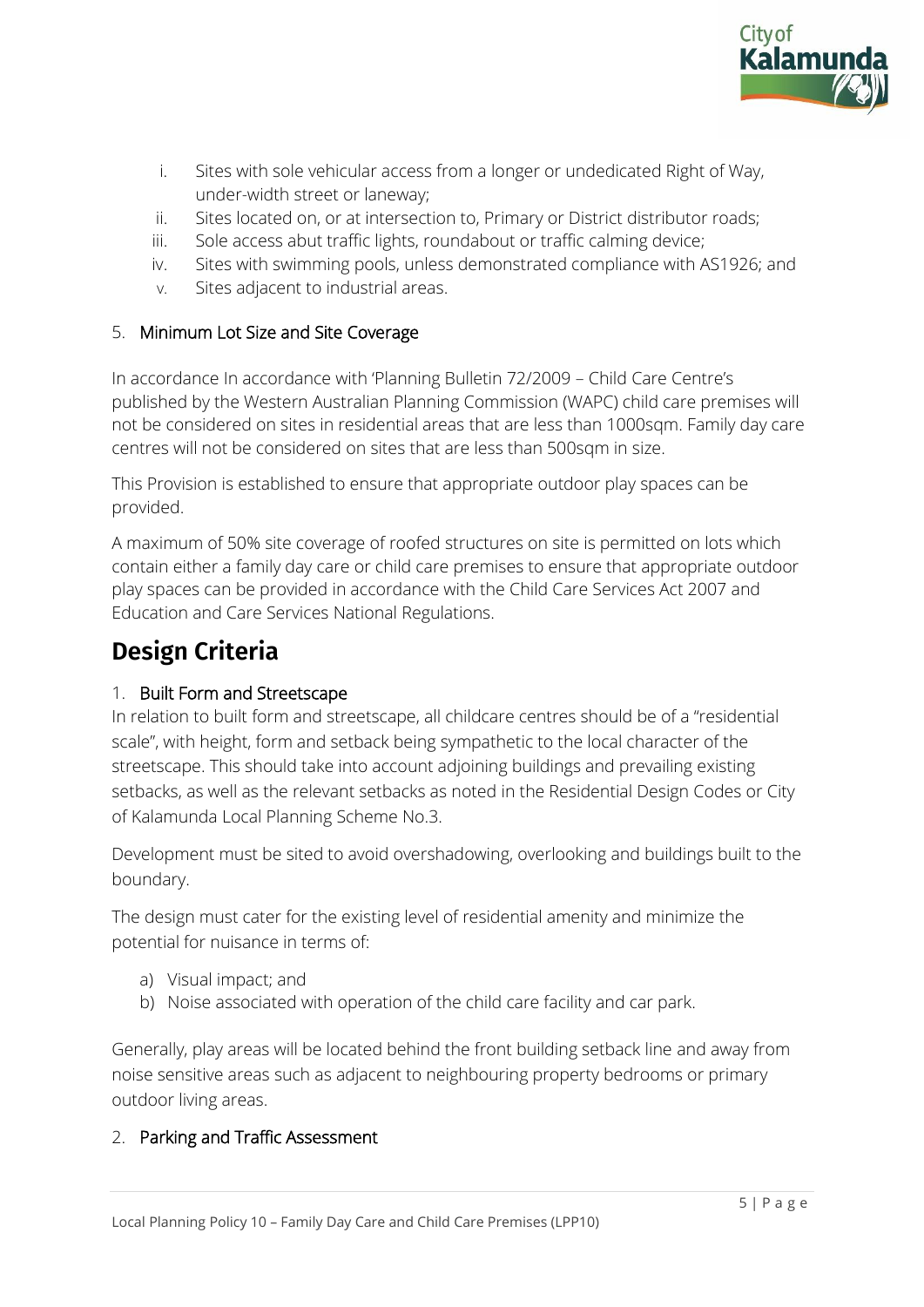i. Sites with sole vehicular access from a longer or undedicated Right of Way, under-width street or laneway;
ii. Sites located on, or at intersection to, Primary or District distributor roads;
iii. Sole access abut traffic lights, roundabout or traffic calming device;
iv. Sites with swimming pools, unless demonstrated compliance with AS1926; and
v. Sites adjacent to industrial areas.

5. Minimum Lot Size and Site Coverage

In accordance In accordance with 'Planning Bulletin 72/2009 – Child Care Centre's published by the Western Australian Planning Commission (WAPC) child care premises will not be considered on sites in residential areas that are less than 1000sqm. Family day care centres will not be considered on sites that are less than 500sqm in size.

This Provision is established to ensure that appropriate outdoor play spaces can be provided.

A maximum of 50% site coverage of roofed structures on site is permitted on lots which contain either a family day care or child care premises to ensure that appropriate outdoor play spaces can be provided in accordance with the Child Care Services Act 2007 and Education and Care Services National Regulations.

# Design Criteria

1. Built Form and Streetscape

In relation to built form and streetscape, all childcare centres should be of a "residential scale", with height, form and setback being sympathetic to the local character of the streetscape. This should take into account adjoining buildings and prevailing existing setbacks, as well as the relevant setbacks as noted in the Residential Design Codes or City of Kalamunda Local Planning Scheme No.3.

Development must be sited to avoid overshadowing, overlooking and buildings built to the boundary.

The design must cater for the existing level of residential amenity and minimize the potential for nuisance in terms of:

a) Visual impact; and
b) Noise associated with operation of the child care facility and car park.

Generally, play areas will be located behind the front building setback line and away from noise sensitive areas such as adjacent to neighbouring property bedrooms or primary outdoor living areas.

2. Parking and Traffic Assessment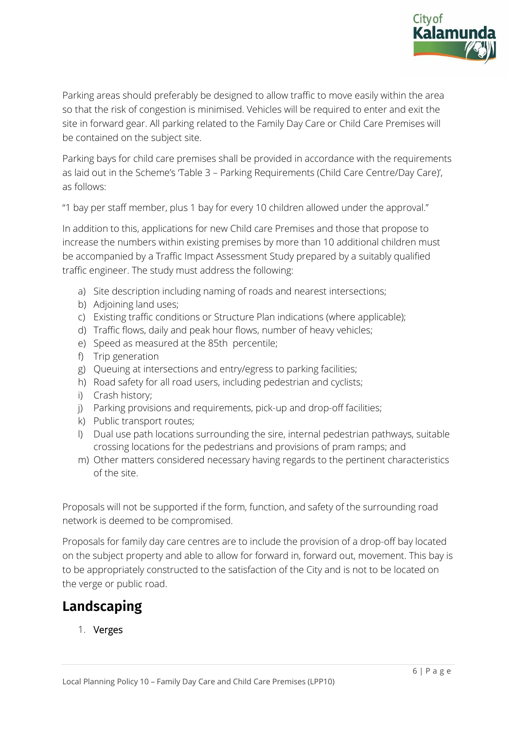Parking areas should preferably be designed to allow traffic to move easily within the area so that the risk of congestion is minimised. Vehicles will be required to enter and exit the site in forward gear. All parking related to the Family Day Care or Child Care Premises will be contained on the subject site.

Parking bays for child care premises shall be provided in accordance with the requirements as laid out in the Scheme's 'Table 3 – Parking Requirements (Child Care Centre/Day Care)', as follows:

"1 bay per staff member, plus 1 bay for every 10 children allowed under the approval."

In addition to this, applications for new Child care Premises and those that propose to increase the numbers within existing premises by more than 10 additional children must be accompanied by a Traffic Impact Assessment Study prepared by a suitably qualified traffic engineer. The study must address the following:

a) Site description including naming of roads and nearest intersections;
b) Adjoining land uses;
c) Existing traffic conditions or Structure Plan indications (where applicable);
d) Traffic flows, daily and peak hour flows, number of heavy vehicles;
e) Speed as measured at the 85th percentile;
f) Trip generation
g) Queuing at intersections and entry/egress to parking facilities;
h) Road safety for all road users, including pedestrian and cyclists;
i) Crash history;
j) Parking provisions and requirements, pick-up and drop-off facilities;
k) Public transport routes;
l) Dual use path locations surrounding the sire, internal pedestrian pathways, suitable crossing locations for the pedestrians and provisions of pram ramps; and
m) Other matters considered necessary having regards to the pertinent characteristics of the site.

Proposals will not be supported if the form, function, and safety of the surrounding road network is deemed to be compromised.

Proposals for family day care centres are to include the provision of a drop-off bay located on the subject property and able to allow for forward in, forward out, movement. This bay is to be appropriately constructed to the satisfaction of the City and is not to be located on the verge or public road.

## Landscaping

1. **Verges**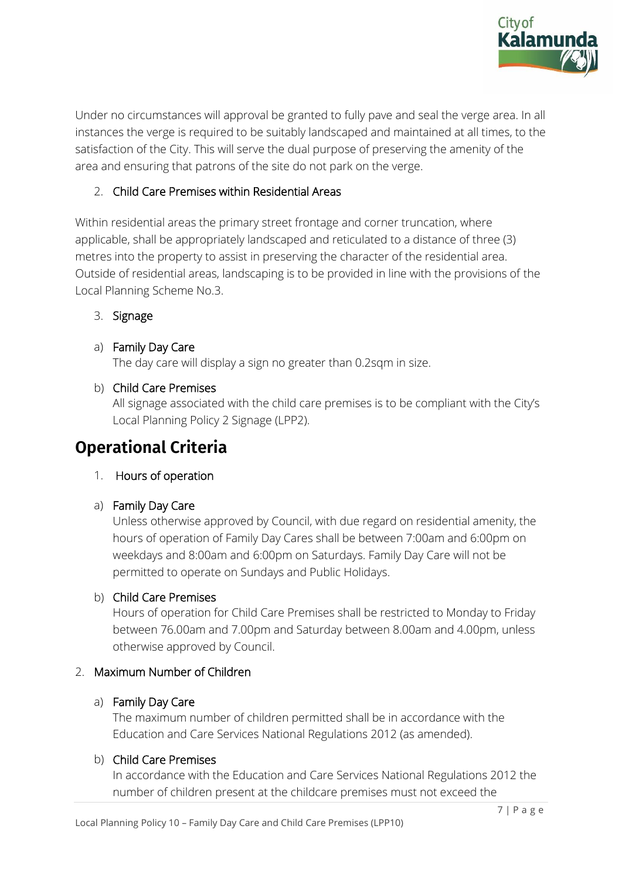Under no circumstances will approval be granted to fully pave and seal the verge area. In all instances the verge is required to be suitably landscaped and maintained at all times, to the satisfaction of the City. This will serve the dual purpose of preserving the amenity of the area and ensuring that patrons of the site do not park on the verge.

2. Child Care Premises within Residential Areas

Within residential areas the primary street frontage and corner truncation, where applicable, shall be appropriately landscaped and reticulated to a distance of three (3) metres into the property to assist in preserving the character of the residential area. Outside of residential areas, landscaping is to be provided in line with the provisions of the Local Planning Scheme No.3.

3. Signage

a) Family Day Care
   The day care will display a sign no greater than 0.2sqm in size.

b) Child Care Premises
   All signage associated with the child care premises is to be compliant with the City's Local Planning Policy 2 Signage (LPP2).

## Operational Criteria

1. Hours of operation

a) Family Day Care
   Unless otherwise approved by Council, with due regard on residential amenity, the hours of operation of Family Day Cares shall be between 7:00am and 6:00pm on weekdays and 8:00am and 6:00pm on Saturdays. Family Day Care will not be permitted to operate on Sundays and Public Holidays.

b) Child Care Premises
   Hours of operation for Child Care Premises shall be restricted to Monday to Friday between 76.00am and 7.00pm and Saturday between 8.00am and 4.00pm, unless otherwise approved by Council.

2. Maximum Number of Children

a) Family Day Care
   The maximum number of children permitted shall be in accordance with the Education and Care Services National Regulations 2012 (as amended).

b) Child Care Premises
   In accordance with the Education and Care Services National Regulations 2012 the number of children present at the childcare premises must not exceed the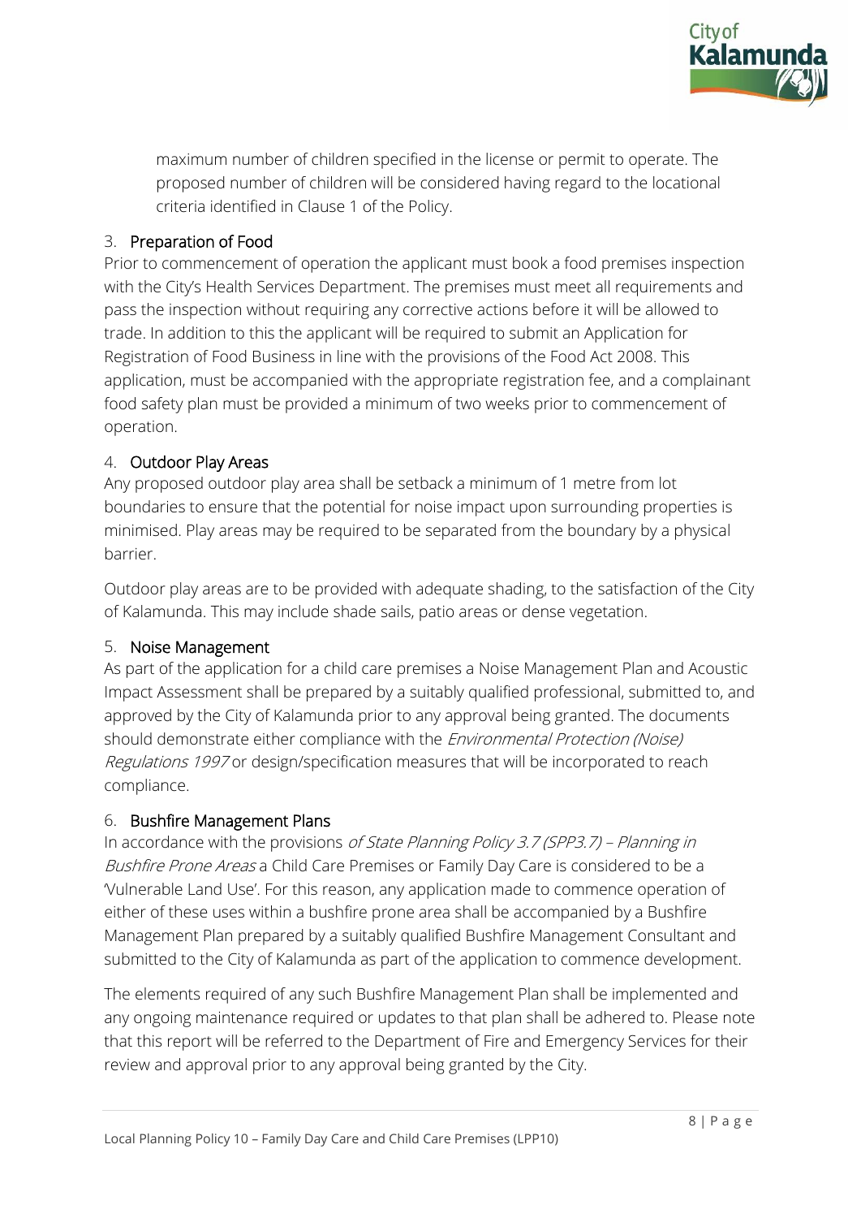maximum number of children specified in the license or permit to operate. The proposed number of children will be considered having regard to the locational criteria identified in Clause 1 of the Policy.

3. Preparation of Food

Prior to commencement of operation the applicant must book a food premises inspection with the City's Health Services Department. The premises must meet all requirements and pass the inspection without requiring any corrective actions before it will be allowed to trade. In addition to this the applicant will be required to submit an Application for Registration of Food Business in line with the provisions of the Food Act 2008. This application, must be accompanied with the appropriate registration fee, and a complainant food safety plan must be provided a minimum of two weeks prior to commencement of operation.

4. Outdoor Play Areas

Any proposed outdoor play area shall be setback a minimum of 1 metre from lot boundaries to ensure that the potential for noise impact upon surrounding properties is minimised. Play areas may be required to be separated from the boundary by a physical barrier.

Outdoor play areas are to be provided with adequate shading, to the satisfaction of the City of Kalamunda. This may include shade sails, patio areas or dense vegetation.

5. Noise Management

As part of the application for a child care premises a Noise Management Plan and Acoustic Impact Assessment shall be prepared by a suitably qualified professional, submitted to, and approved by the City of Kalamunda prior to any approval being granted. The documents should demonstrate either compliance with the *Environmental Protection (Noise) Regulations 1997* or design/specification measures that will be incorporated to reach compliance.

6. Bushfire Management Plans

In accordance with the provisions *of State Planning Policy 3.7 (SPP3.7) – Planning in Bushfire Prone Areas* a Child Care Premises or Family Day Care is considered to be a 'Vulnerable Land Use'. For this reason, any application made to commence operation of either of these uses within a bushfire prone area shall be accompanied by a Bushfire Management Plan prepared by a suitably qualified Bushfire Management Consultant and submitted to the City of Kalamunda as part of the application to commence development.

The elements required of any such Bushfire Management Plan shall be implemented and any ongoing maintenance required or updates to that plan shall be adhered to. Please note that this report will be referred to the Department of Fire and Emergency Services for their review and approval prior to any approval being granted by the City.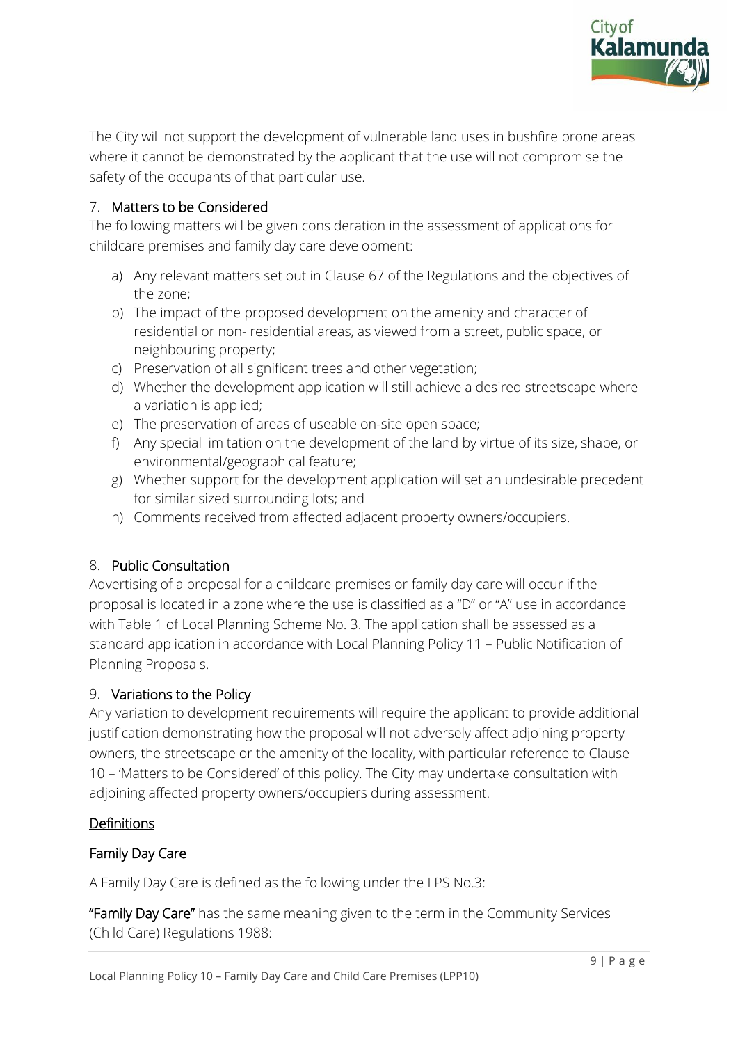The City will not support the development of vulnerable land uses in bushfire prone areas where it cannot be demonstrated by the applicant that the use will not compromise the safety of the occupants of that particular use.

## 7. Matters to be Considered

The following matters will be given consideration in the assessment of applications for childcare premises and family day care development:

a) Any relevant matters set out in Clause 67 of the Regulations and the objectives of the zone;
b) The impact of the proposed development on the amenity and character of residential or non- residential areas, as viewed from a street, public space, or neighbouring property;
c) Preservation of all significant trees and other vegetation;
d) Whether the development application will still achieve a desired streetscape where a variation is applied;
e) The preservation of areas of useable on-site open space;
f) Any special limitation on the development of the land by virtue of its size, shape, or environmental/geographical feature;
g) Whether support for the development application will set an undesirable precedent for similar sized surrounding lots; and
h) Comments received from affected adjacent property owners/occupiers.

## 8. Public Consultation

Advertising of a proposal for a childcare premises or family day care will occur if the proposal is located in a zone where the use is classified as a "D" or "A" use in accordance with Table 1 of Local Planning Scheme No. 3. The application shall be assessed as a standard application in accordance with Local Planning Policy 11 – Public Notification of Planning Proposals.

## 9. Variations to the Policy

Any variation to development requirements will require the applicant to provide additional justification demonstrating how the proposal will not adversely affect adjoining property owners, the streetscape or the amenity of the locality, with particular reference to Clause 10 – 'Matters to be Considered' of this policy. The City may undertake consultation with adjoining affected property owners/occupiers during assessment.

## Definitions

### Family Day Care

A Family Day Care is defined as the following under the LPS No.3:

**"Family Day Care"** has the same meaning given to the term in the Community Services (Child Care) Regulations 1988: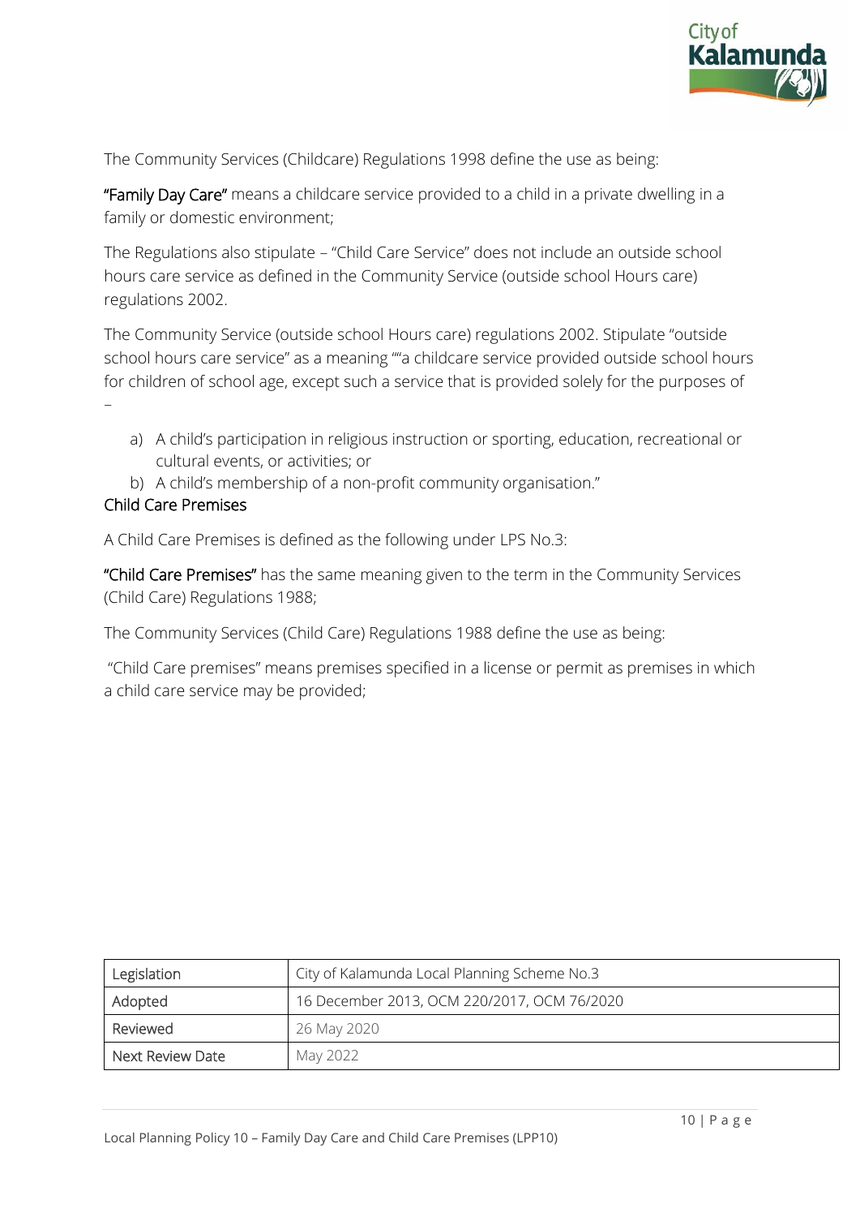The Community Services (Childcare) Regulations 1998 define the use as being:

**"Family Day Care"** means a childcare service provided to a child in a private dwelling in a family or domestic environment;

The Regulations also stipulate – "Child Care Service" does not include an outside school hours care service as defined in the Community Service (outside school Hours care) regulations 2002.

The Community Service (outside school Hours care) regulations 2002. Stipulate "outside school hours care service" as a meaning ""a childcare service provided outside school hours for children of school age, except such a service that is provided solely for the purposes of –

a) A child's participation in religious instruction or sporting, education, recreational or cultural events, or activities; or
b) A child's membership of a non-profit community organisation."

### Child Care Premises

A Child Care Premises is defined as the following under LPS No.3:

**"Child Care Premises"** has the same meaning given to the term in the Community Services (Child Care) Regulations 1988;

The Community Services (Child Care) Regulations 1988 define the use as being:

"Child Care premises" means premises specified in a license or permit as premises in which a child care service may be provided;

| | |
|---|---|
| Legislation | City of Kalamunda Local Planning Scheme No.3 |
| Adopted | 16 December 2013, OCM 220/2017, OCM 76/2020 |
| Reviewed | 26 May 2020 |
| Next Review Date | May 2022 |